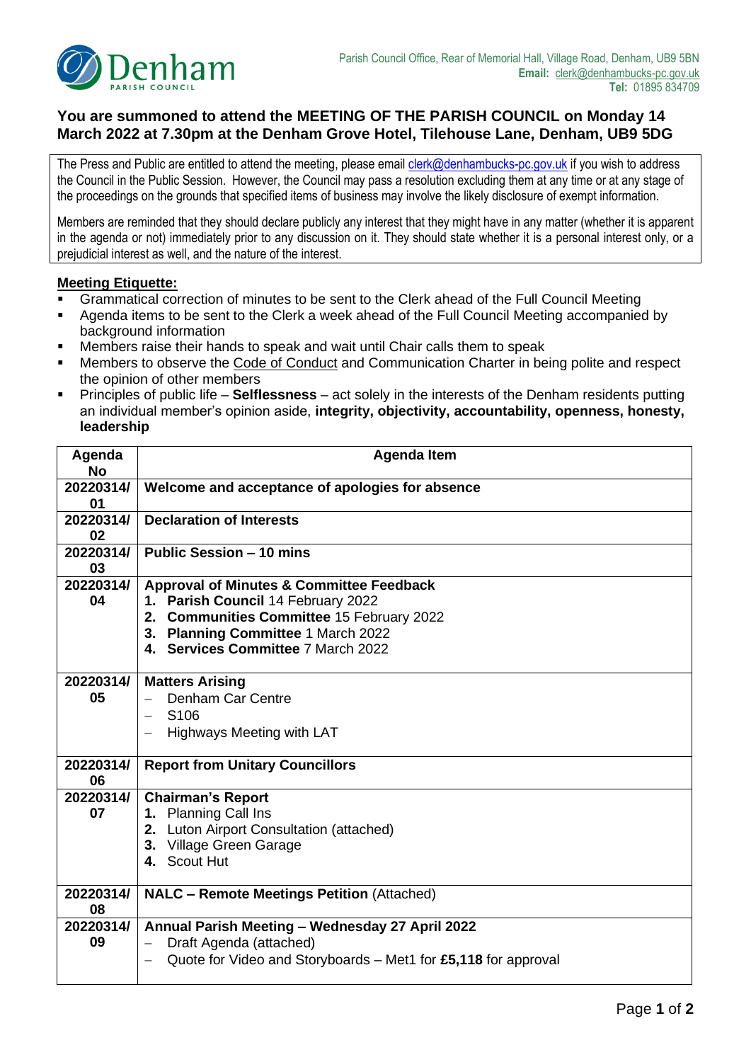**Denham**
PARISH COUNCIL

Parish Council Office, Rear of Memorial Hall, Village Road, Denham, UB9 5BN
**Email:** clerk@denhambucks-pc.gov.uk
**Tel:** 01895 834709

## You are summoned to attend the MEETING OF THE PARISH COUNCIL on Monday 14 March 2022 at 7.30pm at the Denham Grove Hotel, Tilehouse Lane, Denham, UB9 5DG

The Press and Public are entitled to attend the meeting, please email clerk@denhambucks-pc.gov.uk if you wish to address the Council in the Public Session. However, the Council may pass a resolution excluding them at any time or at any stage of the proceedings on the grounds that specified items of business may involve the likely disclosure of exempt information.

Members are reminded that they should declare publicly any interest that they might have in any matter (whether it is apparent in the agenda or not) immediately prior to any discussion on it. They should state whether it is a personal interest only, or a prejudicial interest as well, and the nature of the interest.

**Meeting Etiquette:**

- Grammatical correction of minutes to be sent to the Clerk ahead of the Full Council Meeting
- Agenda items to be sent to the Clerk a week ahead of the Full Council Meeting accompanied by background information
- Members raise their hands to speak and wait until Chair calls them to speak
- Members to observe the Code of Conduct and Communication Charter in being polite and respect the opinion of other members
- Principles of public life – **Selflessness** – act solely in the interests of the Denham residents putting an individual member's opinion aside, **integrity, objectivity, accountability, openness, honesty, leadership**

| Agenda No | Agenda Item |
|---|---|
| 20220314/01 | **Welcome and acceptance of apologies for absence** |
| 20220314/02 | **Declaration of Interests** |
| 20220314/03 | **Public Session – 10 mins** |
| 20220314/04 | **Approval of Minutes & Committee Feedback**<br>1. **Parish Council** 14 February 2022<br>2. **Communities Committee** 15 February 2022<br>3. **Planning Committee** 1 March 2022<br>4. **Services Committee** 7 March 2022 |
| 20220314/05 | **Matters Arising**<br>– Denham Car Centre<br>– S106<br>– Highways Meeting with LAT |
| 20220314/06 | **Report from Unitary Councillors** |
| 20220314/07 | **Chairman's Report**<br>1. Planning Call Ins<br>2. Luton Airport Consultation (attached)<br>3. Village Green Garage<br>4. Scout Hut |
| 20220314/08 | **NALC – Remote Meetings Petition** (Attached) |
| 20220314/09 | **Annual Parish Meeting – Wednesday 27 April 2022**<br>– Draft Agenda (attached)<br>– Quote for Video and Storyboards – Met1 for **£5,118** for approval |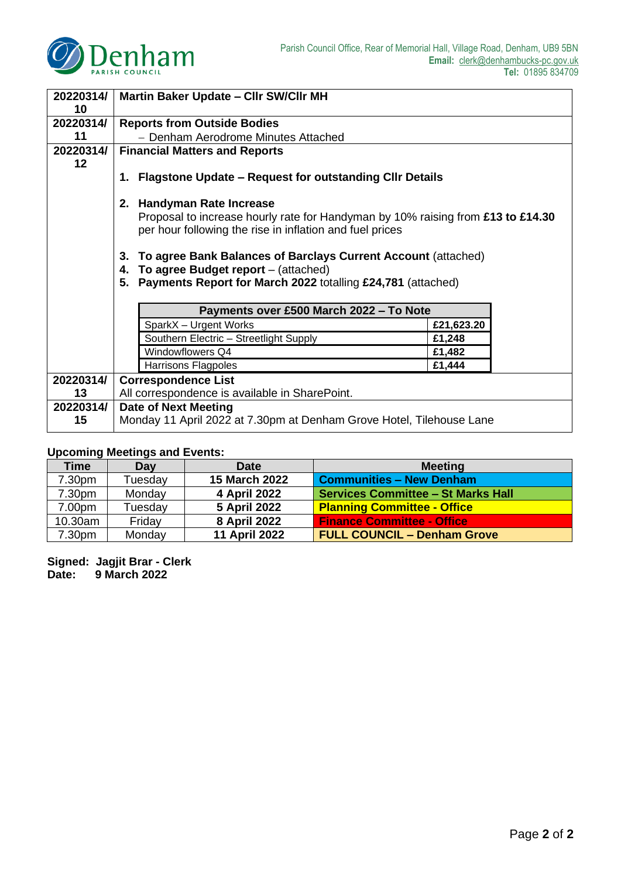Parish Council Office, Rear of Memorial Hall, Village Road, Denham, UB9 5BN
**Email:** clerk@denhambucks-pc.gov.uk
**Tel:** 01895 834709

| | |
|---|---|
| **20220314/10** | **Martin Baker Update – Cllr SW/Cllr MH** |
| **20220314/11** | **Reports from Outside Bodies**<br>– Denham Aerodrome Minutes Attached |
| **20220314/12** | **Financial Matters and Reports**<br><br>1. **Flagstone Update – Request for outstanding Cllr Details**<br><br>2. **Handyman Rate Increase**<br>Proposal to increase hourly rate for Handyman by 10% raising from **£13 to £14.30** per hour following the rise in inflation and fuel prices<br><br>3. **To agree Bank Balances of Barclays Current Account** (attached)<br>4. **To agree Budget report** – (attached)<br>5. **Payments Report for March 2022** totalling **£24,781** (attached) |
| **20220314/13** | **Correspondence List**<br>All correspondence is available in SharePoint. |
| **20220314/15** | **Date of Next Meeting**<br>Monday 11 April 2022 at 7.30pm at Denham Grove Hotel, Tilehouse Lane |

| Payments over £500 March 2022 – To Note | |
|---|---|
| SparkX – Urgent Works | **£21,623.20** |
| Southern Electric – Streetlight Supply | **£1,248** |
| Windowflowers Q4 | **£1,482** |
| Harrisons Flagpoles | **£1,444** |

**Upcoming Meetings and Events:**

| Time | Day | Date | Meeting |
|---|---|---|---|
| 7.30pm | Tuesday | **15 March 2022** | **Communities – New Denham** |
| 7.30pm | Monday | **4 April 2022** | **Services Committee – St Marks Hall** |
| 7.00pm | Tuesday | **5 April 2022** | **Planning Committee - Office** |
| 10.30am | Friday | **8 April 2022** | **Finance Committee - Office** |
| 7.30pm | Monday | **11 April 2022** | **FULL COUNCIL – Denham Grove** |

**Signed: Jagjit Brar - Clerk**
**Date: 9 March 2022**